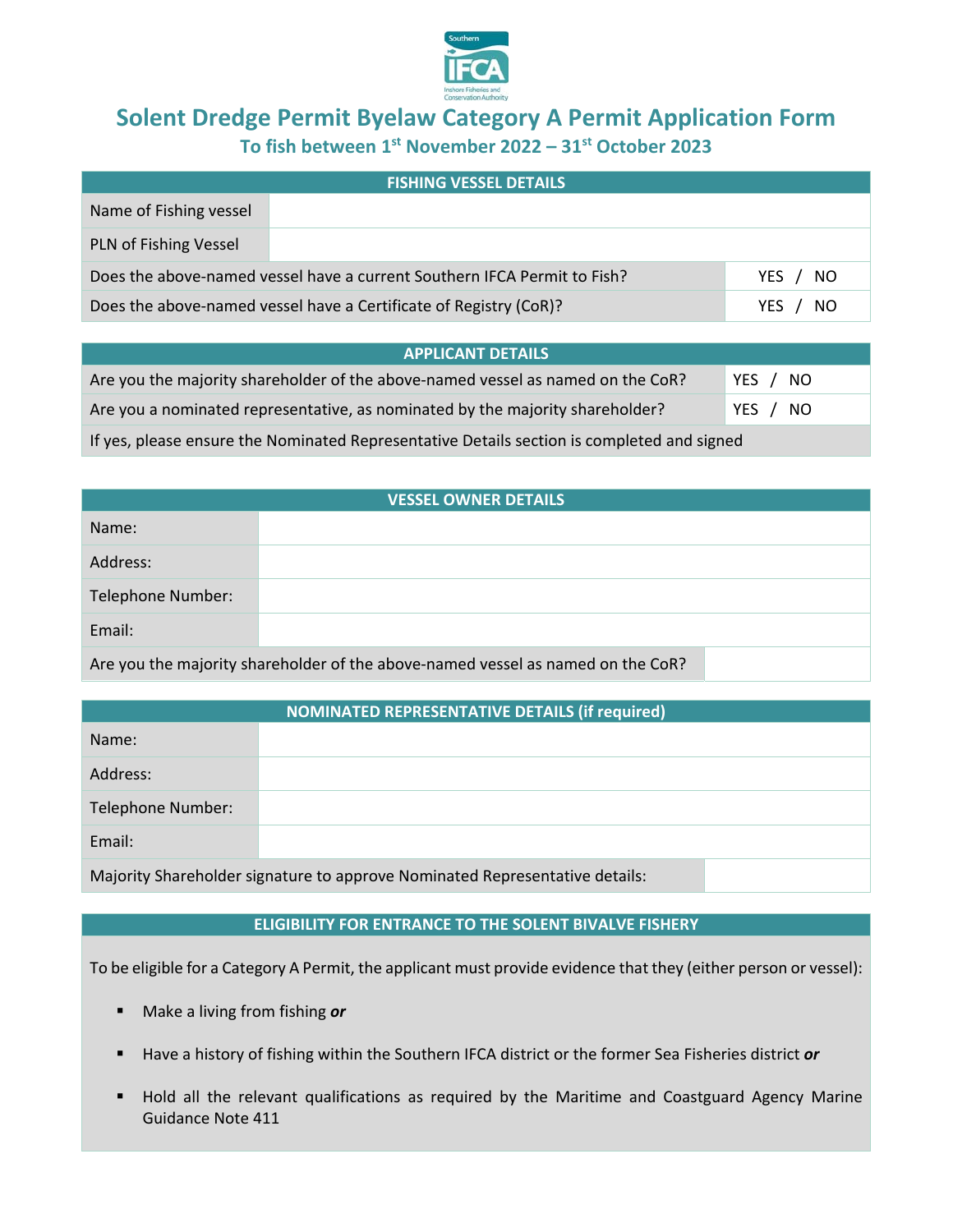# Solent Dredge Permit Byelaw Category A Permit Application Form

## To fish between 1st November 2022 – 31st October 2023

| FISHING VESSEL DETAILS | |
|---|---|
| Name of Fishing vessel | |
| PLN of Fishing Vessel | |
| Does the above-named vessel have a current Southern IFCA Permit to Fish? | YES / NO |
| Does the above-named vessel have a Certificate of Registry (CoR)? | YES / NO |

| APPLICANT DETAILS | |
|---|---|
| Are you the majority shareholder of the above-named vessel as named on the CoR? | YES / NO |
| Are you a nominated representative, as nominated by the majority shareholder? | YES / NO |
| If yes, please ensure the Nominated Representative Details section is completed and signed | |

| VESSEL OWNER DETAILS | |
|---|---|
| Name: | |
| Address: | |
| Telephone Number: | |
| Email: | |
| Are you the majority shareholder of the above-named vessel as named on the CoR? | |

| NOMINATED REPRESENTATIVE DETAILS (if required) | |
|---|---|
| Name: | |
| Address: | |
| Telephone Number: | |
| Email: | |
| Majority Shareholder signature to approve Nominated Representative details: | |

### ELIGIBILITY FOR ENTRANCE TO THE SOLENT BIVALVE FISHERY

To be eligible for a Category A Permit, the applicant must provide evidence that they (either person or vessel):

- Make a living from fishing ***or***
- Have a history of fishing within the Southern IFCA district or the former Sea Fisheries district ***or***
- Hold all the relevant qualifications as required by the Maritime and Coastguard Agency Marine Guidance Note 411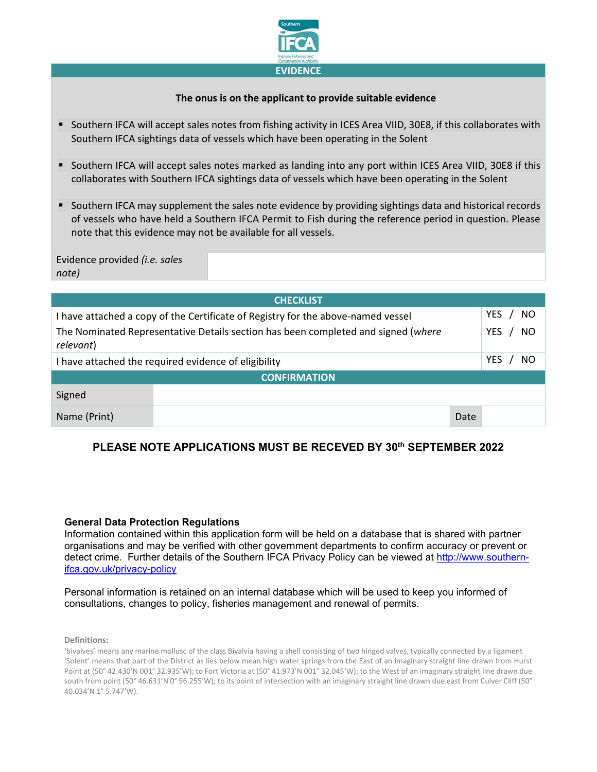## EVIDENCE

**The onus is on the applicant to provide suitable evidence**

- Southern IFCA will accept sales notes from fishing activity in ICES Area VIID, 30E8, if this collaborates with Southern IFCA sightings data of vessels which have been operating in the Solent
- Southern IFCA will accept sales notes marked as landing into any port within ICES Area VIID, 30E8 if this collaborates with Southern IFCA sightings data of vessels which have been operating in the Solent
- Southern IFCA may supplement the sales note evidence by providing sightings data and historical records of vessels who have held a Southern IFCA Permit to Fish during the reference period in question. Please note that this evidence may not be available for all vessels.

| | |
|---|---|
| Evidence provided *(i.e. sales note)* | |

| CHECKLIST | |
|---|---|
| I have attached a copy of the Certificate of Registry for the above-named vessel | YES / NO |
| The Nominated Representative Details section has been completed and signed (*where relevant*) | YES / NO |
| I have attached the required evidence of eligibility | YES / NO |

| CONFIRMATION | | | |
|---|---|---|---|
| Signed | | | |
| Name (Print) | | Date | |

**PLEASE NOTE APPLICATIONS MUST BE RECEVED BY 30th SEPTEMBER 2022**

**General Data Protection Regulations**

Information contained within this application form will be held on a database that is shared with partner organisations and may be verified with other government departments to confirm accuracy or prevent or detect crime. Further details of the Southern IFCA Privacy Policy can be viewed at [http://www.southern-ifca.gov.uk/privacy-policy](http://www.southern-ifca.gov.uk/privacy-policy)

Personal information is retained on an internal database which will be used to keep you informed of consultations, changes to policy, fisheries management and renewal of permits.

**Definitions:**

'bivalves' means any marine mollusc of the class Bivalvia having a shell consisting of two hinged valves, typically connected by a ligament

'Solent' means that part of the District as lies below mean high water springs from the East of an imaginary straight line drawn from Hurst Point at (50° 42.430'N 001° 32.935'W); to Fort Victoria at (50° 41.973'N 001° 32.045'W); to the West of an imaginary straight line drawn due south from point (50° 46.631'N 0° 56.255'W); to its point of intersection with an imaginary straight line drawn due east from Culver Cliff (50° 40.034'N 1° 5.747'W).